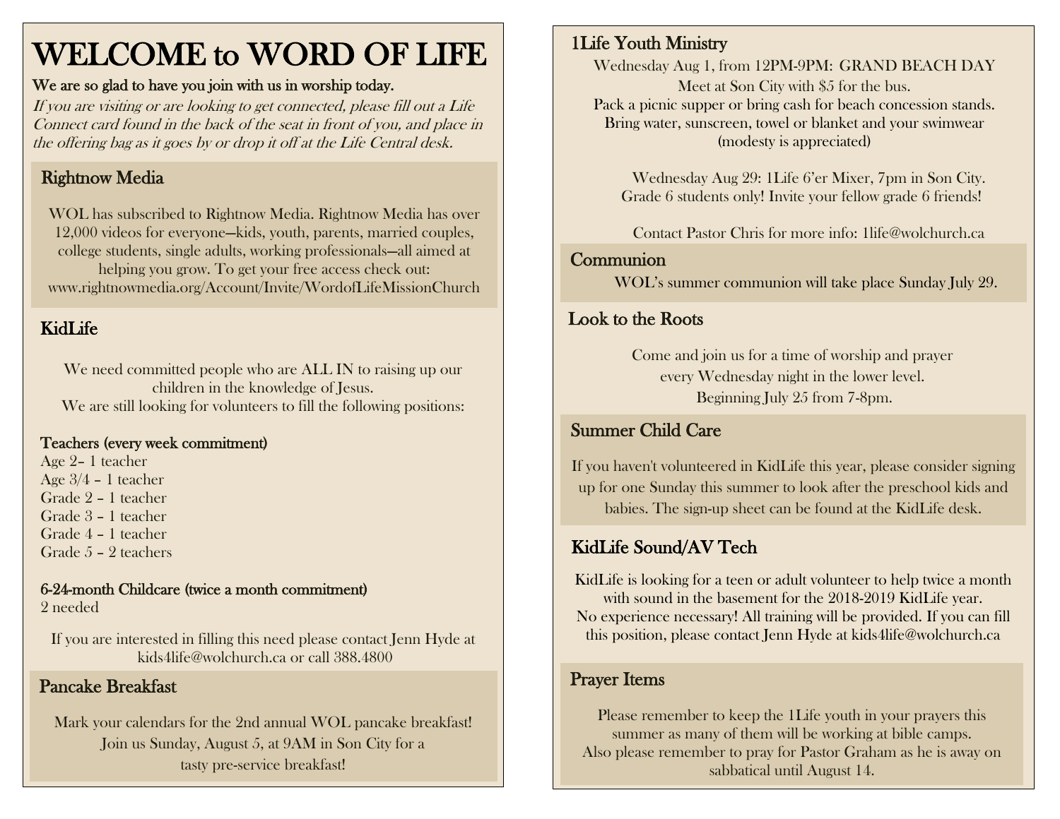# WELCOME to WORD OF LIFE

**We are so glad to have you join with us in worship today.**

*If you are visiting or are looking to get connected, please fill out a Life Connect card found in the back of the seat in front of you, and place in the offering bag as it goes by or drop it off at the Life Central desk.*

## Rightnow Media

WOL has subscribed to Rightnow Media. Rightnow Media has over 12,000 videos for everyone—kids, youth, parents, married couples, college students, single adults, working professionals—all aimed at helping you grow. To get your free access check out: www.rightnowmedia.org/Account/Invite/WordofLifeMissionChurch

## KidLife

We need committed people who are ALL IN to raising up our children in the knowledge of Jesus.
We are still looking for volunteers to fill the following positions:

**Teachers (every week commitment)**

Age 2– 1 teacher
Age 3/4 – 1 teacher
Grade 2 – 1 teacher
Grade 3 – 1 teacher
Grade 4 – 1 teacher
Grade 5 – 2 teachers

**6-24-month Childcare (twice a month commitment)**

2 needed

If you are interested in filling this need please contact Jenn Hyde at kids4life@wolchurch.ca or call 388.4800

## Pancake Breakfast

Mark your calendars for the 2nd annual WOL pancake breakfast! Join us Sunday, August 5, at 9AM in Son City for a tasty pre-service breakfast!

## 1Life Youth Ministry

Wednesday Aug 1, from 12PM-9PM: GRAND BEACH DAY
Meet at Son City with $5 for the bus.
Pack a picnic supper or bring cash for beach concession stands.
Bring water, sunscreen, towel or blanket and your swimwear (modesty is appreciated)

Wednesday Aug 29: 1Life 6'er Mixer, 7pm in Son City.
Grade 6 students only! Invite your fellow grade 6 friends!

Contact Pastor Chris for more info: 1life@wolchurch.ca

## Communion

WOL's summer communion will take place Sunday July 29.

## Look to the Roots

Come and join us for a time of worship and prayer every Wednesday night in the lower level.
Beginning July 25 from 7-8pm.

## Summer Child Care

If you haven't volunteered in KidLife this year, please consider signing up for one Sunday this summer to look after the preschool kids and babies. The sign-up sheet can be found at the KidLife desk.

## KidLife Sound/AV Tech

KidLife is looking for a teen or adult volunteer to help twice a month with sound in the basement for the 2018-2019 KidLife year.
No experience necessary! All training will be provided. If you can fill this position, please contact Jenn Hyde at kids4life@wolchurch.ca

## Prayer Items

Please remember to keep the 1Life youth in your prayers this summer as many of them will be working at bible camps.
Also please remember to pray for Pastor Graham as he is away on sabbatical until August 14.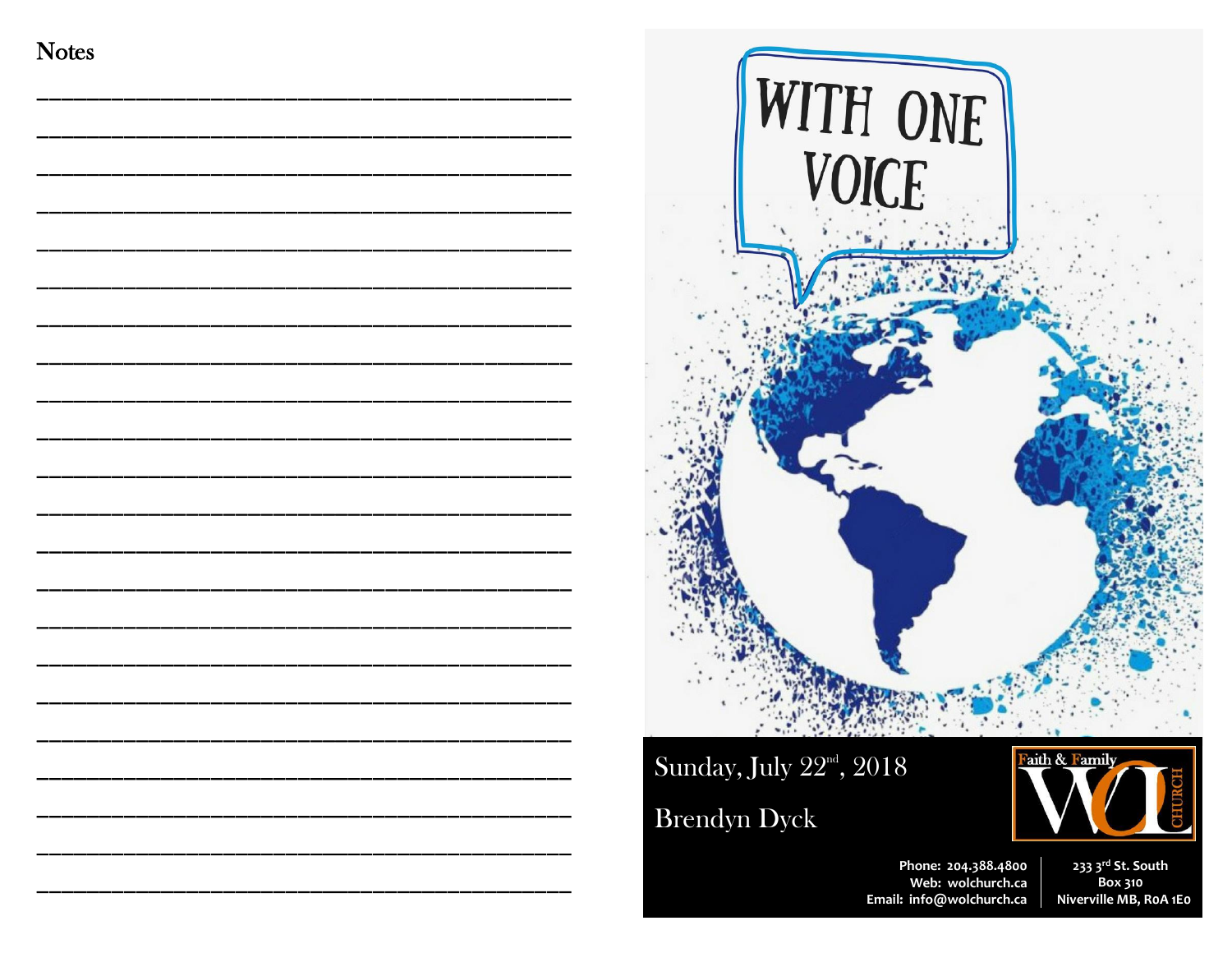## Notes

______________________________________________

______________________________________________

______________________________________________

______________________________________________

______________________________________________

______________________________________________

______________________________________________

______________________________________________

______________________________________________

______________________________________________

______________________________________________

______________________________________________

______________________________________________

______________________________________________

______________________________________________

______________________________________________

______________________________________________

______________________________________________

______________________________________________

______________________________________________

______________________________________________

______________________________________________

# WITH ONE VOICE

Sunday, July 22nd, 2018

Brendyn Dyck

Faith & Family WOL CHURCH

**Phone: 204.388.4800**
**Web: wolchurch.ca**
**Email: info@wolchurch.ca**

**233 3rd St. South**
**Box 310**
**Niverville MB, R0A 1E0**